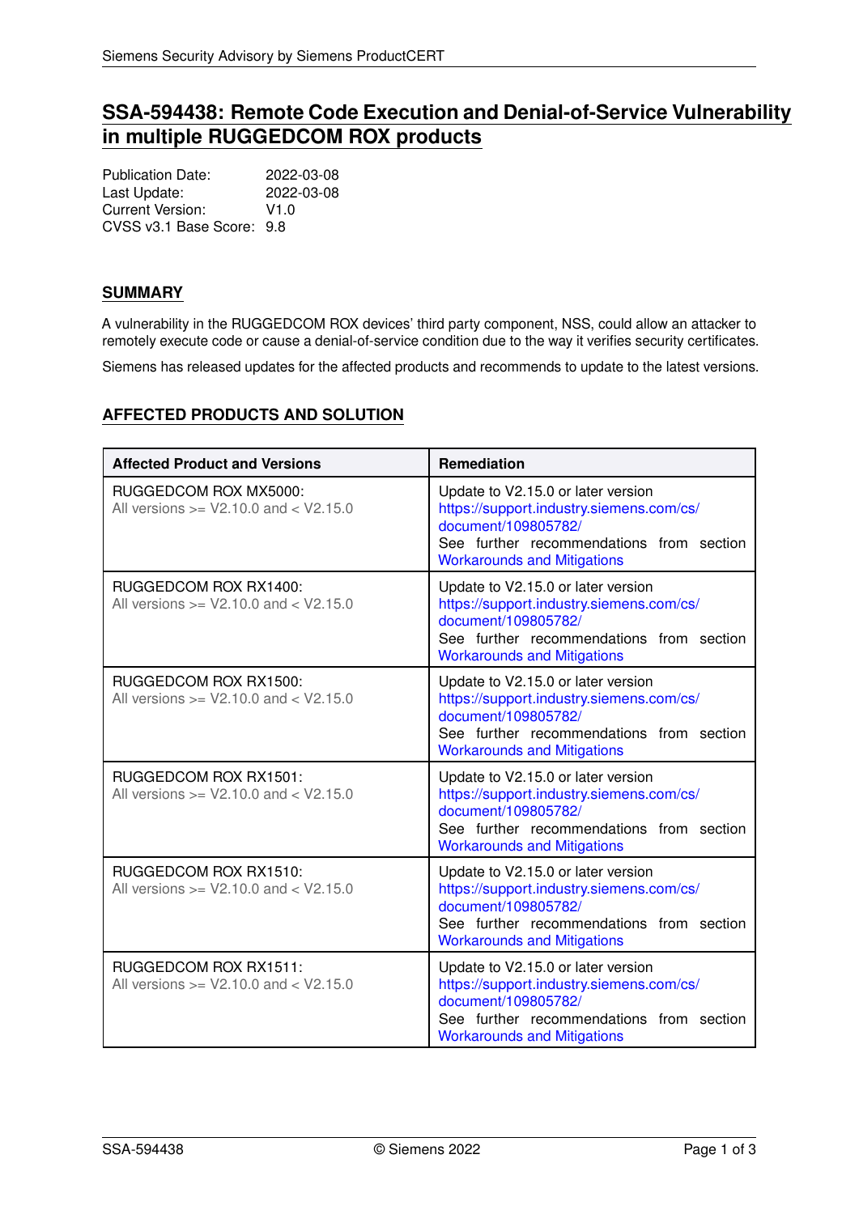# SSA-594438: Remote Code Execution and Denial-of-Service Vulnerability in multiple RUGGEDCOM ROX products

Publication Date: 2022-03-08
Last Update: 2022-03-08
Current Version: V1.0
CVSS v3.1 Base Score: 9.8

## SUMMARY

A vulnerability in the RUGGEDCOM ROX devices' third party component, NSS, could allow an attacker to remotely execute code or cause a denial-of-service condition due to the way it verifies security certificates.

Siemens has released updates for the affected products and recommends to update to the latest versions.

## AFFECTED PRODUCTS AND SOLUTION

| Affected Product and Versions | Remediation |
| --- | --- |
| RUGGEDCOM ROX MX5000:<br>All versions >= V2.10.0 and < V2.15.0 | Update to V2.15.0 or later version<br>https://support.industry.siemens.com/cs/document/109805782/<br>See further recommendations from section Workarounds and Mitigations |
| RUGGEDCOM ROX RX1400:<br>All versions >= V2.10.0 and < V2.15.0 | Update to V2.15.0 or later version<br>https://support.industry.siemens.com/cs/document/109805782/<br>See further recommendations from section Workarounds and Mitigations |
| RUGGEDCOM ROX RX1500:<br>All versions >= V2.10.0 and < V2.15.0 | Update to V2.15.0 or later version<br>https://support.industry.siemens.com/cs/document/109805782/<br>See further recommendations from section Workarounds and Mitigations |
| RUGGEDCOM ROX RX1501:<br>All versions >= V2.10.0 and < V2.15.0 | Update to V2.15.0 or later version<br>https://support.industry.siemens.com/cs/document/109805782/<br>See further recommendations from section Workarounds and Mitigations |
| RUGGEDCOM ROX RX1510:<br>All versions >= V2.10.0 and < V2.15.0 | Update to V2.15.0 or later version<br>https://support.industry.siemens.com/cs/document/109805782/<br>See further recommendations from section Workarounds and Mitigations |
| RUGGEDCOM ROX RX1511:<br>All versions >= V2.10.0 and < V2.15.0 | Update to V2.15.0 or later version<br>https://support.industry.siemens.com/cs/document/109805782/<br>See further recommendations from section Workarounds and Mitigations |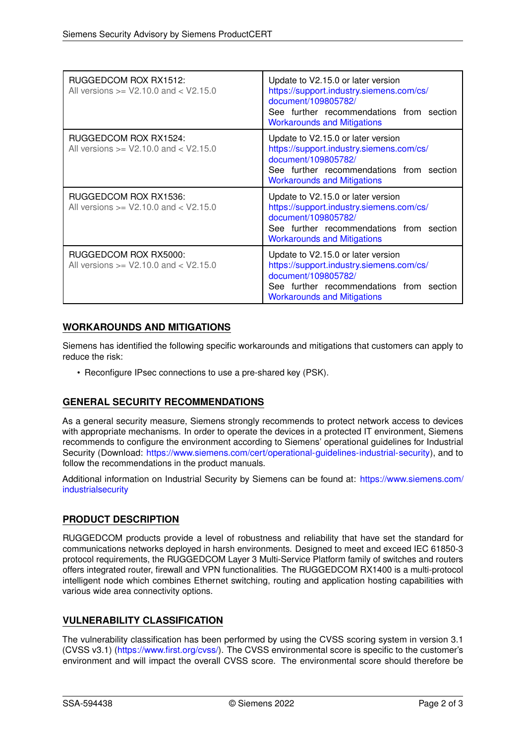| | |
|---|---|
| RUGGEDCOM ROX RX1512:<br>All versions >= V2.10.0 and < V2.15.0 | Update to V2.15.0 or later version<br>https://support.industry.siemens.com/cs/document/109805782/<br>See further recommendations from section Workarounds and Mitigations |
| RUGGEDCOM ROX RX1524:<br>All versions >= V2.10.0 and < V2.15.0 | Update to V2.15.0 or later version<br>https://support.industry.siemens.com/cs/document/109805782/<br>See further recommendations from section Workarounds and Mitigations |
| RUGGEDCOM ROX RX1536:<br>All versions >= V2.10.0 and < V2.15.0 | Update to V2.15.0 or later version<br>https://support.industry.siemens.com/cs/document/109805782/<br>See further recommendations from section Workarounds and Mitigations |
| RUGGEDCOM ROX RX5000:<br>All versions >= V2.10.0 and < V2.15.0 | Update to V2.15.0 or later version<br>https://support.industry.siemens.com/cs/document/109805782/<br>See further recommendations from section Workarounds and Mitigations |

## WORKAROUNDS AND MITIGATIONS

Siemens has identified the following specific workarounds and mitigations that customers can apply to reduce the risk:

- Reconfigure IPsec connections to use a pre-shared key (PSK).

## GENERAL SECURITY RECOMMENDATIONS

As a general security measure, Siemens strongly recommends to protect network access to devices with appropriate mechanisms. In order to operate the devices in a protected IT environment, Siemens recommends to configure the environment according to Siemens' operational guidelines for Industrial Security (Download: https://www.siemens.com/cert/operational-guidelines-industrial-security), and to follow the recommendations in the product manuals.

Additional information on Industrial Security by Siemens can be found at: https://www.siemens.com/industrialsecurity

## PRODUCT DESCRIPTION

RUGGEDCOM products provide a level of robustness and reliability that have set the standard for communications networks deployed in harsh environments. Designed to meet and exceed IEC 61850-3 protocol requirements, the RUGGEDCOM Layer 3 Multi-Service Platform family of switches and routers offers integrated router, firewall and VPN functionalities. The RUGGEDCOM RX1400 is a multi-protocol intelligent node which combines Ethernet switching, routing and application hosting capabilities with various wide area connectivity options.

## VULNERABILITY CLASSIFICATION

The vulnerability classification has been performed by using the CVSS scoring system in version 3.1 (CVSS v3.1) (https://www.first.org/cvss/). The CVSS environmental score is specific to the customer's environment and will impact the overall CVSS score. The environmental score should therefore be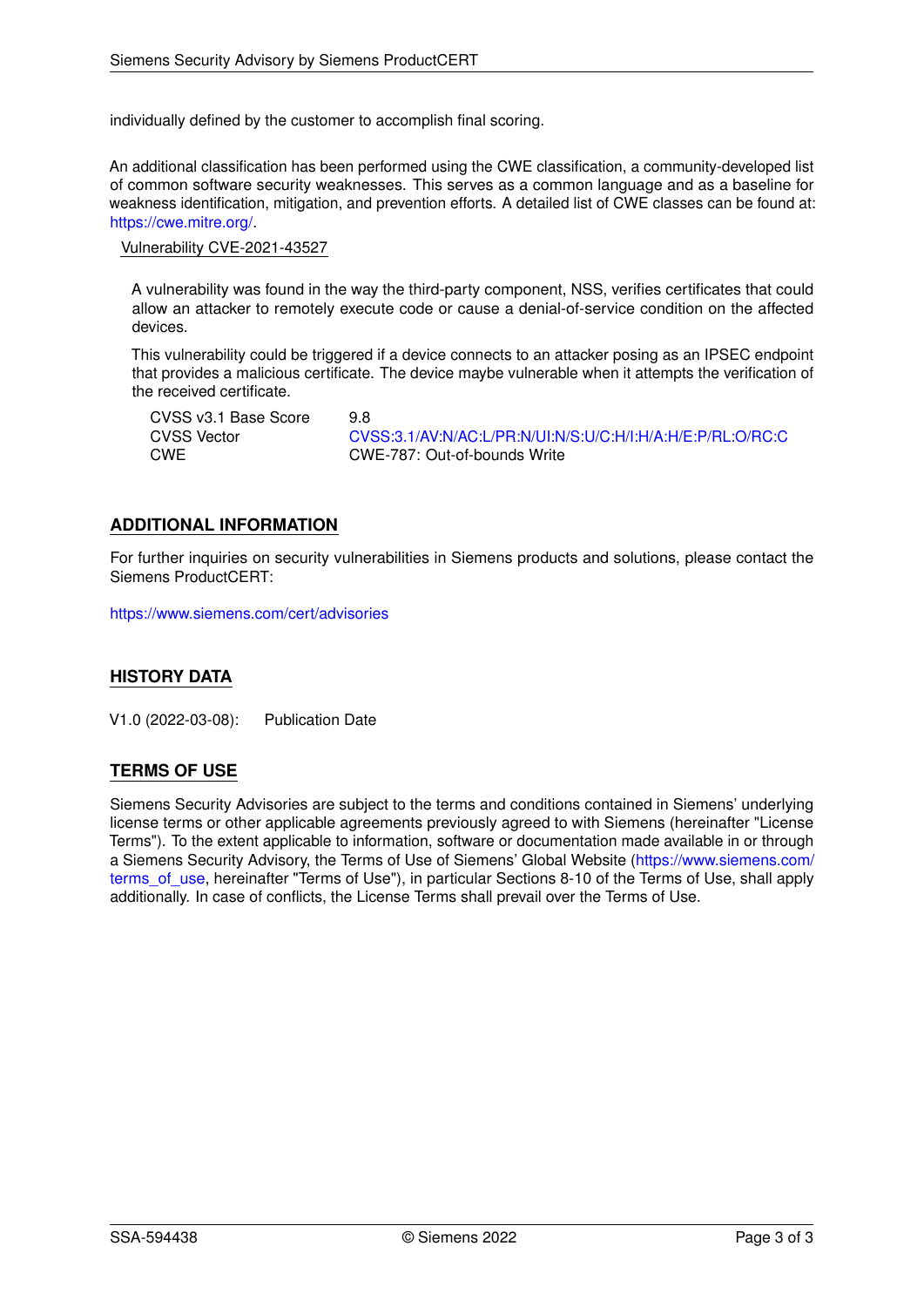individually defined by the customer to accomplish final scoring.

An additional classification has been performed using the CWE classification, a community-developed list of common software security weaknesses. This serves as a common language and as a baseline for weakness identification, mitigation, and prevention efforts. A detailed list of CWE classes can be found at: https://cwe.mitre.org/.

Vulnerability CVE-2021-43527

A vulnerability was found in the way the third-party component, NSS, verifies certificates that could allow an attacker to remotely execute code or cause a denial-of-service condition on the affected devices.

This vulnerability could be triggered if a device connects to an attacker posing as an IPSEC endpoint that provides a malicious certificate. The device maybe vulnerable when it attempts the verification of the received certificate.

| | |
|---|---|
| CVSS v3.1 Base Score | 9.8 |
| CVSS Vector | CVSS:3.1/AV:N/AC:L/PR:N/UI:N/S:U/C:H/I:H/A:H/E:P/RL:O/RC:C |
| CWE | CWE-787: Out-of-bounds Write |

## ADDITIONAL INFORMATION

For further inquiries on security vulnerabilities in Siemens products and solutions, please contact the Siemens ProductCERT:

https://www.siemens.com/cert/advisories

## HISTORY DATA

V1.0 (2022-03-08): Publication Date

## TERMS OF USE

Siemens Security Advisories are subject to the terms and conditions contained in Siemens' underlying license terms or other applicable agreements previously agreed to with Siemens (hereinafter "License Terms"). To the extent applicable to information, software or documentation made available in or through a Siemens Security Advisory, the Terms of Use of Siemens' Global Website (https://www.siemens.com/terms_of_use, hereinafter "Terms of Use"), in particular Sections 8-10 of the Terms of Use, shall apply additionally. In case of conflicts, the License Terms shall prevail over the Terms of Use.